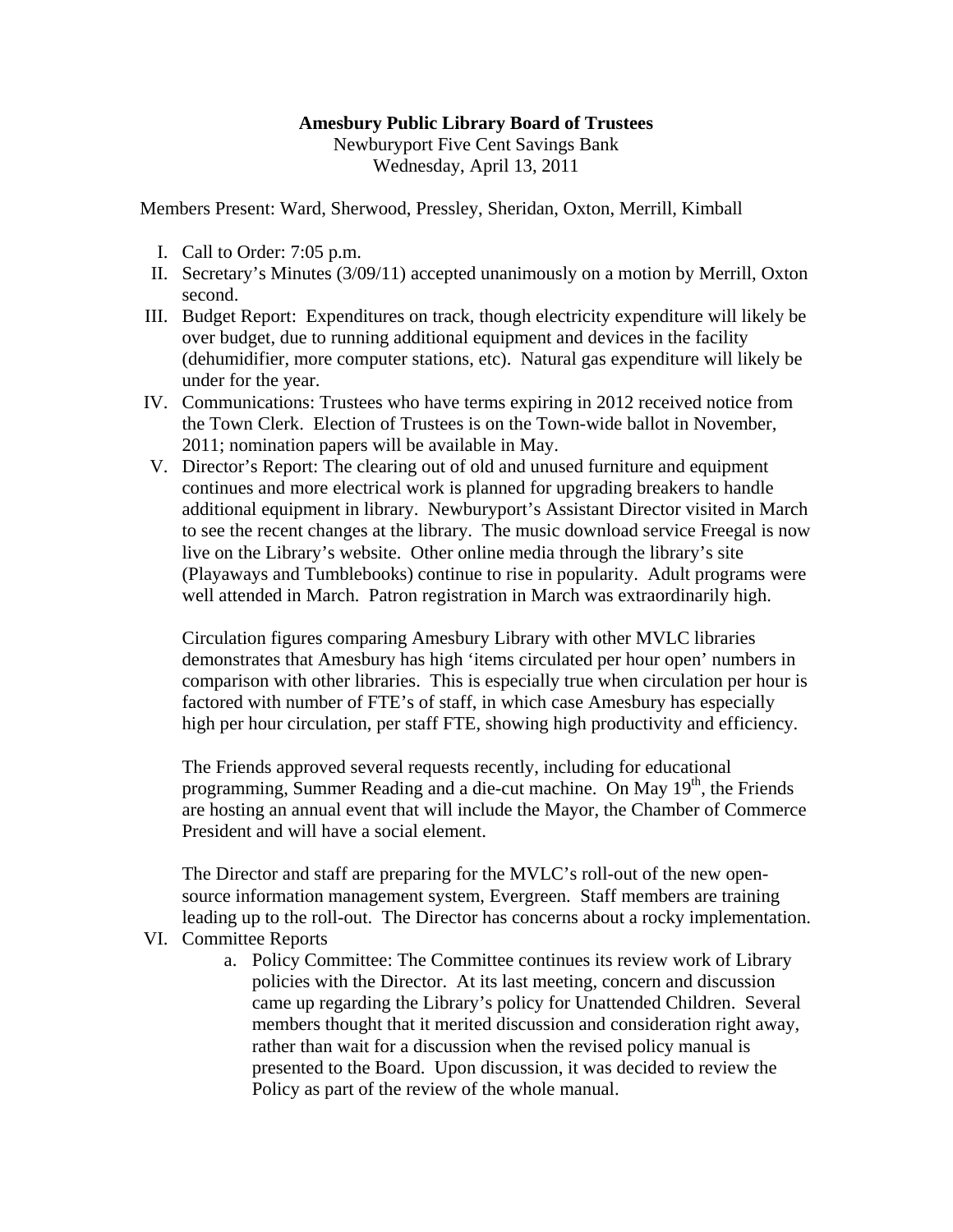**Amesbury Public Library Board of Trustees**
Newburyport Five Cent Savings Bank
Wednesday, April 13, 2011

Members Present: Ward, Sherwood, Pressley, Sheridan, Oxton, Merrill, Kimball

I. Call to Order: 7:05 p.m.
II. Secretary's Minutes (3/09/11) accepted unanimously on a motion by Merrill, Oxton second.
III. Budget Report: Expenditures on track, though electricity expenditure will likely be over budget, due to running additional equipment and devices in the facility (dehumidifier, more computer stations, etc). Natural gas expenditure will likely be under for the year.
IV. Communications: Trustees who have terms expiring in 2012 received notice from the Town Clerk. Election of Trustees is on the Town-wide ballot in November, 2011; nomination papers will be available in May.
V. Director's Report: The clearing out of old and unused furniture and equipment continues and more electrical work is planned for upgrading breakers to handle additional equipment in library. Newburyport's Assistant Director visited in March to see the recent changes at the library. The music download service Freegal is now live on the Library's website. Other online media through the library's site (Playaways and Tumblebooks) continue to rise in popularity. Adult programs were well attended in March. Patron registration in March was extraordinarily high.

   Circulation figures comparing Amesbury Library with other MVLC libraries demonstrates that Amesbury has high 'items circulated per hour open' numbers in comparison with other libraries. This is especially true when circulation per hour is factored with number of FTE's of staff, in which case Amesbury has especially high per hour circulation, per staff FTE, showing high productivity and efficiency.

   The Friends approved several requests recently, including for educational programming, Summer Reading and a die-cut machine. On May 19th, the Friends are hosting an annual event that will include the Mayor, the Chamber of Commerce President and will have a social element.

   The Director and staff are preparing for the MVLC's roll-out of the new open-source information management system, Evergreen. Staff members are training leading up to the roll-out. The Director has concerns about a rocky implementation.
VI. Committee Reports
   a. Policy Committee: The Committee continues its review work of Library policies with the Director. At its last meeting, concern and discussion came up regarding the Library's policy for Unattended Children. Several members thought that it merited discussion and consideration right away, rather than wait for a discussion when the revised policy manual is presented to the Board. Upon discussion, it was decided to review the Policy as part of the review of the whole manual.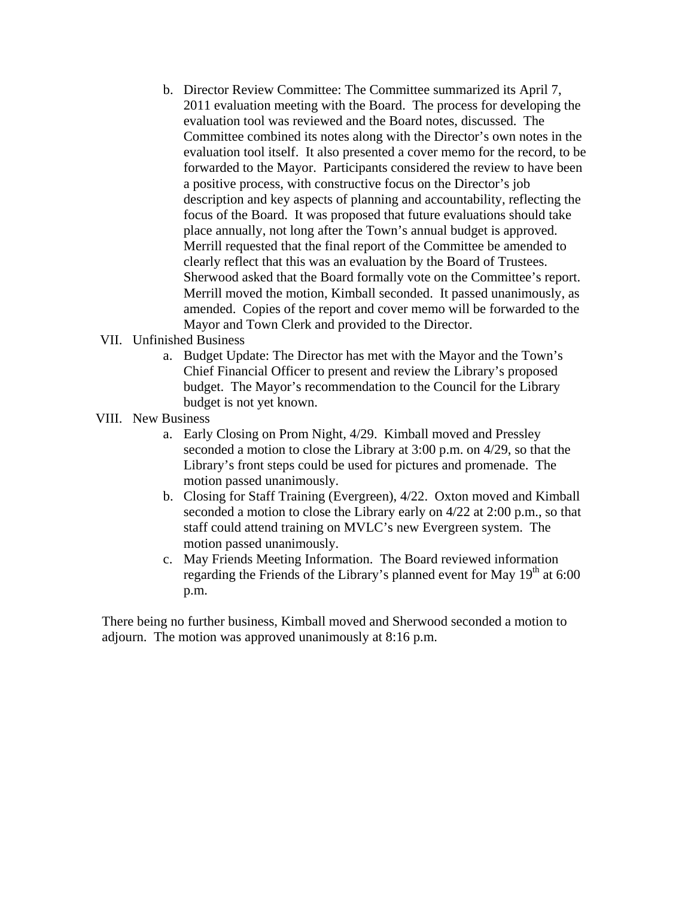b. Director Review Committee: The Committee summarized its April 7, 2011 evaluation meeting with the Board. The process for developing the evaluation tool was reviewed and the Board notes, discussed. The Committee combined its notes along with the Director's own notes in the evaluation tool itself. It also presented a cover memo for the record, to be forwarded to the Mayor. Participants considered the review to have been a positive process, with constructive focus on the Director's job description and key aspects of planning and accountability, reflecting the focus of the Board. It was proposed that future evaluations should take place annually, not long after the Town's annual budget is approved. Merrill requested that the final report of the Committee be amended to clearly reflect that this was an evaluation by the Board of Trustees. Sherwood asked that the Board formally vote on the Committee's report. Merrill moved the motion, Kimball seconded. It passed unanimously, as amended. Copies of the report and cover memo will be forwarded to the Mayor and Town Clerk and provided to the Director.

VII. Unfinished Business

a. Budget Update: The Director has met with the Mayor and the Town's Chief Financial Officer to present and review the Library's proposed budget. The Mayor's recommendation to the Council for the Library budget is not yet known.

VIII. New Business

a. Early Closing on Prom Night, 4/29. Kimball moved and Pressley seconded a motion to close the Library at 3:00 p.m. on 4/29, so that the Library's front steps could be used for pictures and promenade. The motion passed unanimously.

b. Closing for Staff Training (Evergreen), 4/22. Oxton moved and Kimball seconded a motion to close the Library early on 4/22 at 2:00 p.m., so that staff could attend training on MVLC's new Evergreen system. The motion passed unanimously.

c. May Friends Meeting Information. The Board reviewed information regarding the Friends of the Library's planned event for May 19th at 6:00 p.m.

There being no further business, Kimball moved and Sherwood seconded a motion to adjourn. The motion was approved unanimously at 8:16 p.m.